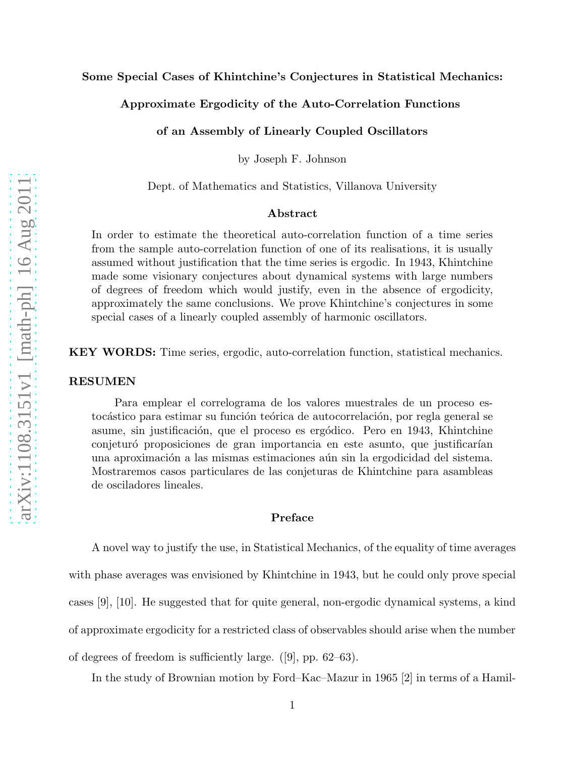# Some Special Cases of Khintchine's Conjectures in Statistical Mechanics:

## Approximate Ergodicity of the Auto-Correlation Functions of an Assembly of Linearly Coupled Oscillators

by Joseph F. Johnson

Dept. of Mathematics and Statistics, Villanova University

### Abstract

In order to estimate the theoretical auto-correlation function of a time series from the sample auto-correlation function of one of its realisations, it is usually assumed without justification that the time series is ergodic. In 1943, Khintchine made some visionary conjectures about dynamical systems with large numbers of degrees of freedom which would justify, even in the absence of ergodicity, approximately the same conclusions. We prove Khintchine's conjectures in some special cases of a linearly coupled assembly of harmonic oscillators.

**KEY WORDS:** Time series, ergodic, auto-correlation function, statistical mechanics.

### RESUMEN

Para emplear el correlograma de los valores muestrales de un proceso estocástico para estimar su función teórica de autocorrelación, por regla general se asume, sin justificación, que el proceso es ergódico. Pero en 1943, Khintchine conjeturó proposiciones de gran importancia en este asunto, que justificarían una aproximación a las mismas estimaciones aún sin la ergodicidad del sistema. Mostraremos casos particulares de las conjeturas de Khintchine para asambleas de osciladores lineales.

### Preface

A novel way to justify the use, in Statistical Mechanics, of the equality of time averages with phase averages was envisioned by Khintchine in 1943, but he could only prove special cases [9], [10]. He suggested that for quite general, non-ergodic dynamical systems, a kind of approximate ergodicity for a restricted class of observables should arise when the number of degrees of freedom is sufficiently large. ([9], pp. 62–63).

In the study of Brownian motion by Ford–Kac–Mazur in 1965 [2] in terms of a Hamil-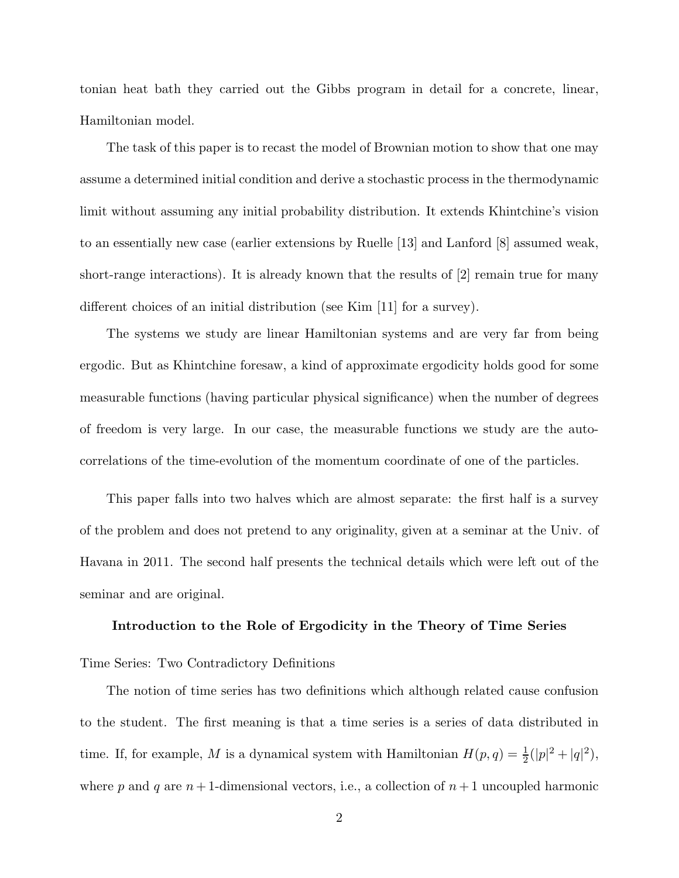tonian heat bath they carried out the Gibbs program in detail for a concrete, linear, Hamiltonian model.

The task of this paper is to recast the model of Brownian motion to show that one may assume a determined initial condition and derive a stochastic process in the thermodynamic limit without assuming any initial probability distribution. It extends Khintchine's vision to an essentially new case (earlier extensions by Ruelle [13] and Lanford [8] assumed weak, short-range interactions). It is already known that the results of [2] remain true for many different choices of an initial distribution (see Kim [11] for a survey).

The systems we study are linear Hamiltonian systems and are very far from being ergodic. But as Khintchine foresaw, a kind of approximate ergodicity holds good for some measurable functions (having particular physical significance) when the number of degrees of freedom is very large. In our case, the measurable functions we study are the auto-correlations of the time-evolution of the momentum coordinate of one of the particles.

This paper falls into two halves which are almost separate: the first half is a survey of the problem and does not pretend to any originality, given at a seminar at the Univ. of Havana in 2011. The second half presents the technical details which were left out of the seminar and are original.

## Introduction to the Role of Ergodicity in the Theory of Time Series

### Time Series: Two Contradictory Definitions

The notion of time series has two definitions which although related cause confusion to the student. The first meaning is that a time series is a series of data distributed in time. If, for example, $M$ is a dynamical system with Hamiltonian $H(p,q) = \frac{1}{2}(|p|^2 + |q|^2)$, where $p$ and $q$ are $n+1$-dimensional vectors, i.e., a collection of $n+1$ uncoupled harmonic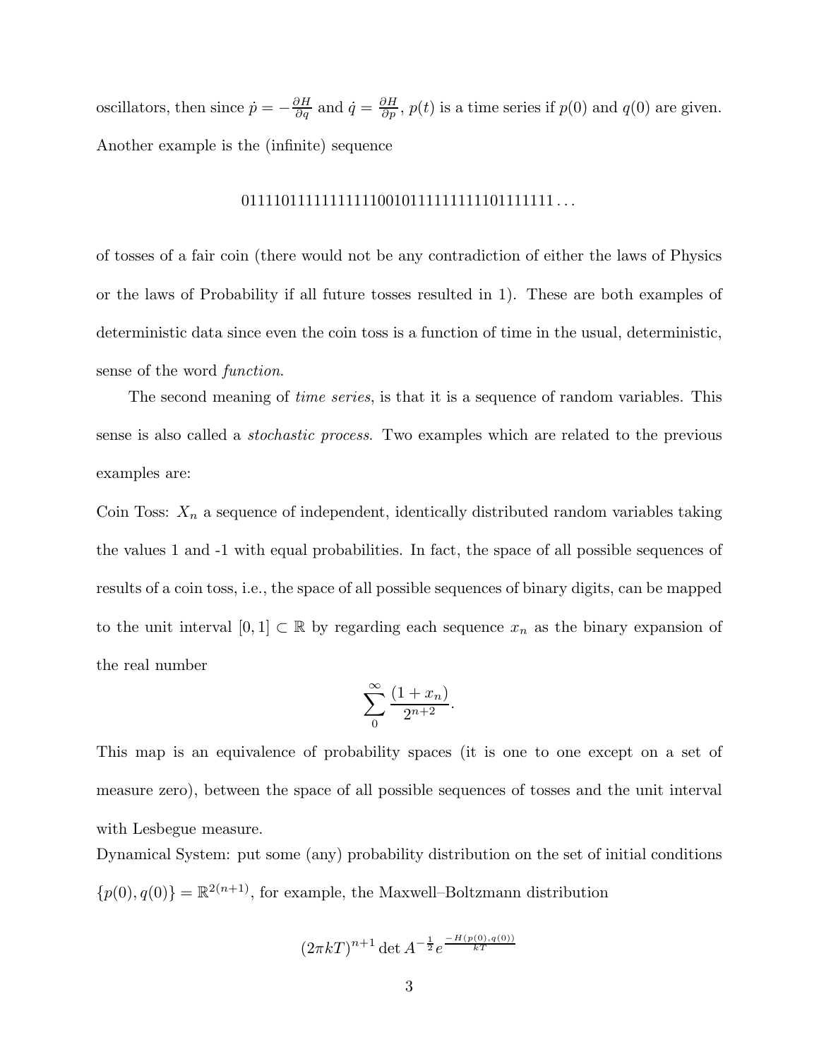oscillators, then since $\dot{p} = -\frac{\partial H}{\partial q}$ and $\dot{q} = \frac{\partial H}{\partial p}$, $p(t)$ is a time series if $p(0)$ and $q(0)$ are given. Another example is the (infinite) sequence

$$0111101111111111110010111111111101111111\ldots$$

of tosses of a fair coin (there would not be any contradiction of either the laws of Physics or the laws of Probability if all future tosses resulted in 1). These are both examples of deterministic data since even the coin toss is a function of time in the usual, deterministic, sense of the word *function*.

The second meaning of *time series*, is that it is a sequence of random variables. This sense is also called a *stochastic process*. Two examples which are related to the previous examples are:

Coin Toss: $X_n$ a sequence of independent, identically distributed random variables taking the values 1 and -1 with equal probabilities. In fact, the space of all possible sequences of results of a coin toss, i.e., the space of all possible sequences of binary digits, can be mapped to the unit interval $[0,1] \subset \mathbb{R}$ by regarding each sequence $x_n$ as the binary expansion of the real number

$$\sum_{0}^{\infty} \frac{(1+x_n)}{2^{n+2}}.$$

This map is an equivalence of probability spaces (it is one to one except on a set of measure zero), between the space of all possible sequences of tosses and the unit interval with Lesbegue measure.

Dynamical System: put some (any) probability distribution on the set of initial conditions $\{p(0), q(0)\} = \mathbb{R}^{2(n+1)}$, for example, the Maxwell–Boltzmann distribution

$$(2\pi kT)^{n+1} \det A^{-\frac{1}{2}} e^{\frac{-H(p(0),q(0))}{kT}}$$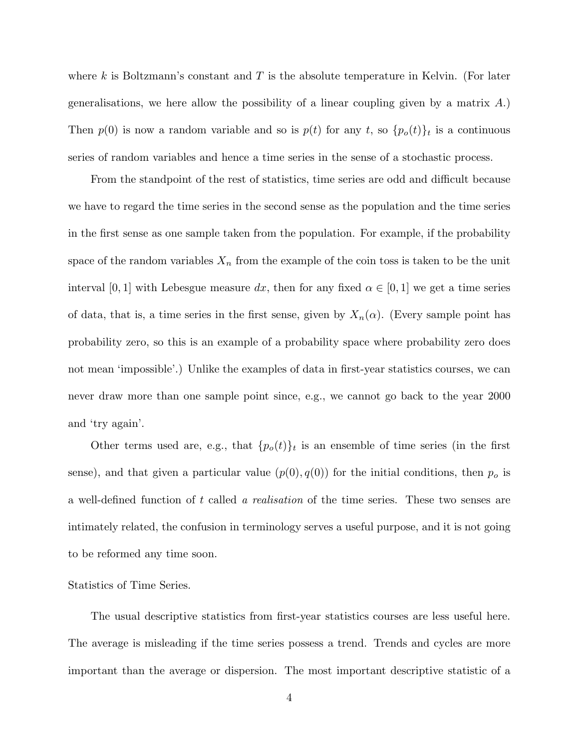where $k$ is Boltzmann's constant and $T$ is the absolute temperature in Kelvin. (For later generalisations, we here allow the possibility of a linear coupling given by a matrix $A$.) Then $p(0)$ is now a random variable and so is $p(t)$ for any $t$, so $\{p_o(t)\}_t$ is a continuous series of random variables and hence a time series in the sense of a stochastic process.

From the standpoint of the rest of statistics, time series are odd and difficult because we have to regard the time series in the second sense as the population and the time series in the first sense as one sample taken from the population. For example, if the probability space of the random variables $X_n$ from the example of the coin toss is taken to be the unit interval $[0, 1]$ with Lebesgue measure $dx$, then for any fixed $\alpha \in [0, 1]$ we get a time series of data, that is, a time series in the first sense, given by $X_n(\alpha)$. (Every sample point has probability zero, so this is an example of a probability space where probability zero does not mean 'impossible'.) Unlike the examples of data in first-year statistics courses, we can never draw more than one sample point since, e.g., we cannot go back to the year 2000 and 'try again'.

Other terms used are, e.g., that $\{p_o(t)\}_t$ is an ensemble of time series (in the first sense), and that given a particular value $(p(0), q(0))$ for the initial conditions, then $p_o$ is a well-defined function of $t$ called *a realisation* of the time series. These two senses are intimately related, the confusion in terminology serves a useful purpose, and it is not going to be reformed any time soon.

Statistics of Time Series.

The usual descriptive statistics from first-year statistics courses are less useful here. The average is misleading if the time series possess a trend. Trends and cycles are more important than the average or dispersion. The most important descriptive statistic of a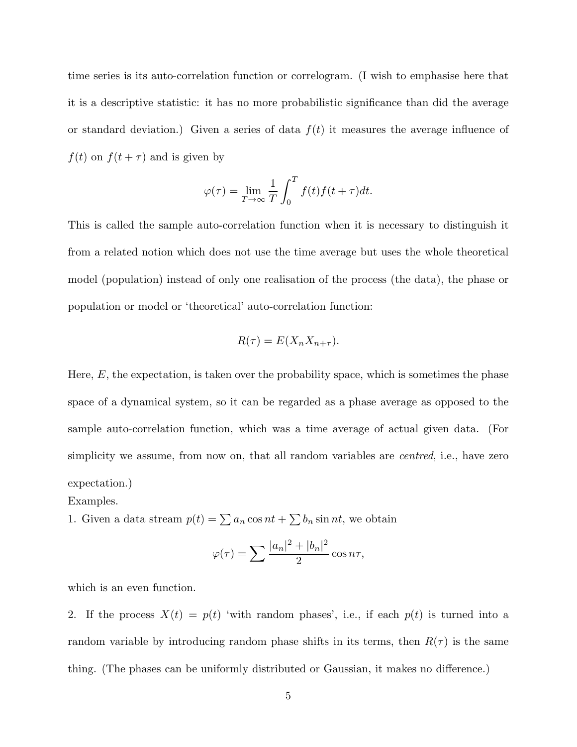time series is its auto-correlation function or correlogram. (I wish to emphasise here that it is a descriptive statistic: it has no more probabilistic significance than did the average or standard deviation.) Given a series of data $f(t)$ it measures the average influence of $f(t)$ on $f(t + \tau)$ and is given by

$$\varphi(\tau) = \lim_{T \to \infty} \frac{1}{T} \int_0^T f(t) f(t + \tau) dt.$$

This is called the sample auto-correlation function when it is necessary to distinguish it from a related notion which does not use the time average but uses the whole theoretical model (population) instead of only one realisation of the process (the data), the phase or population or model or 'theoretical' auto-correlation function:

$$R(\tau) = E(X_n X_{n+\tau}).$$

Here, $E$, the expectation, is taken over the probability space, which is sometimes the phase space of a dynamical system, so it can be regarded as a phase average as opposed to the sample auto-correlation function, which was a time average of actual given data. (For simplicity we assume, from now on, that all random variables are *centred*, i.e., have zero expectation.)

Examples.

1. Given a data stream $p(t) = \sum a_n \cos nt + \sum b_n \sin nt$, we obtain

$$\varphi(\tau) = \sum \frac{|a_n|^2 + |b_n|^2}{2} \cos n\tau,$$

which is an even function.

2. If the process $X(t) = p(t)$ 'with random phases', i.e., if each $p(t)$ is turned into a random variable by introducing random phase shifts in its terms, then $R(\tau)$ is the same thing. (The phases can be uniformly distributed or Gaussian, it makes no difference.)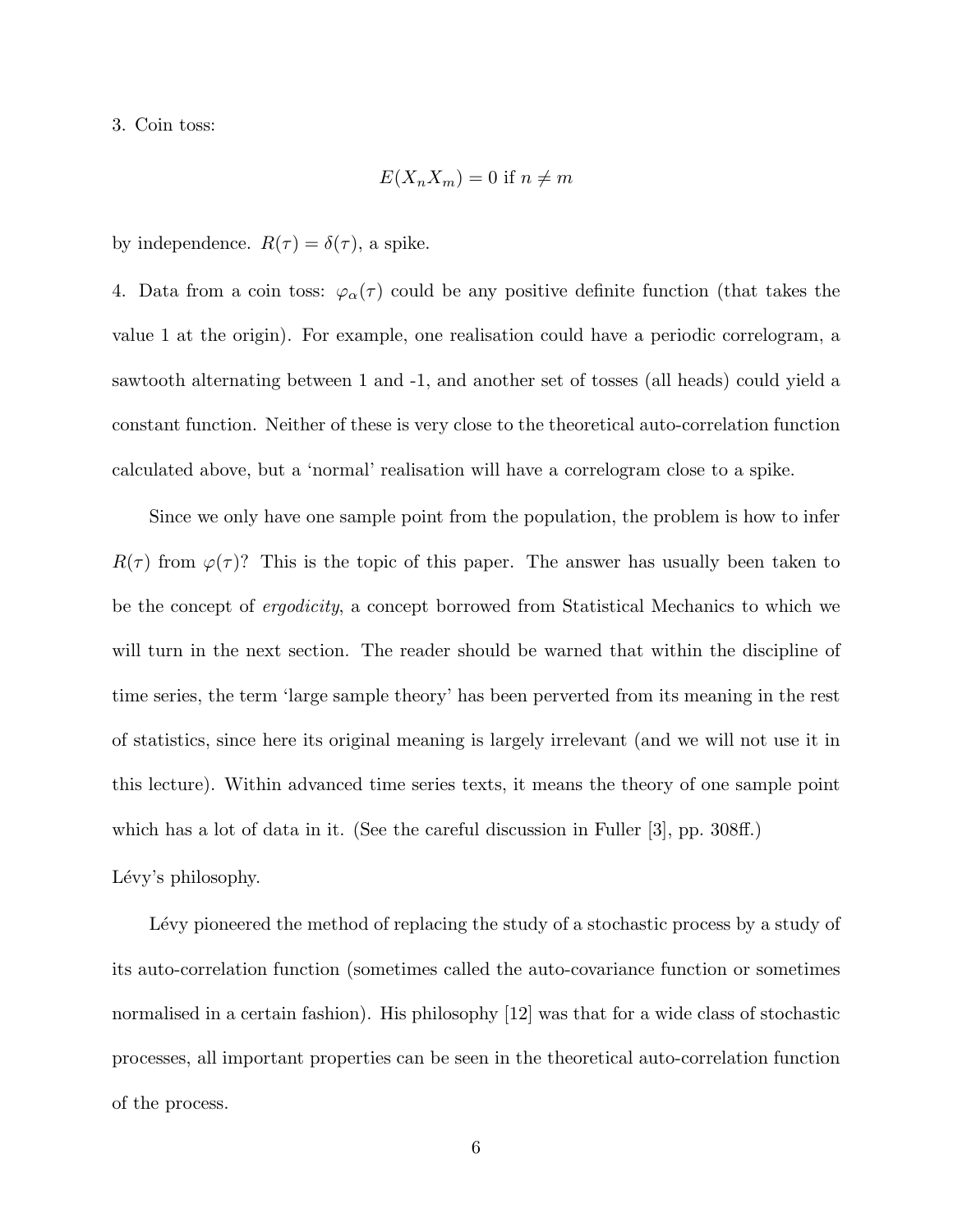3. Coin toss:

$$E(X_n X_m) = 0 \text{ if } n \neq m$$

by independence. $R(\tau) = \delta(\tau)$, a spike.

4. Data from a coin toss: $\varphi_\alpha(\tau)$ could be any positive definite function (that takes the value 1 at the origin). For example, one realisation could have a periodic correlogram, a sawtooth alternating between 1 and -1, and another set of tosses (all heads) could yield a constant function. Neither of these is very close to the theoretical auto-correlation function calculated above, but a 'normal' realisation will have a correlogram close to a spike.

Since we only have one sample point from the population, the problem is how to infer $R(\tau)$ from $\varphi(\tau)$? This is the topic of this paper. The answer has usually been taken to be the concept of *ergodicity*, a concept borrowed from Statistical Mechanics to which we will turn in the next section. The reader should be warned that within the discipline of time series, the term 'large sample theory' has been perverted from its meaning in the rest of statistics, since here its original meaning is largely irrelevant (and we will not use it in this lecture). Within advanced time series texts, it means the theory of one sample point which has a lot of data in it. (See the careful discussion in Fuller [3], pp. 308ff.)

Lévy's philosophy.

Lévy pioneered the method of replacing the study of a stochastic process by a study of its auto-correlation function (sometimes called the auto-covariance function or sometimes normalised in a certain fashion). His philosophy [12] was that for a wide class of stochastic processes, all important properties can be seen in the theoretical auto-correlation function of the process.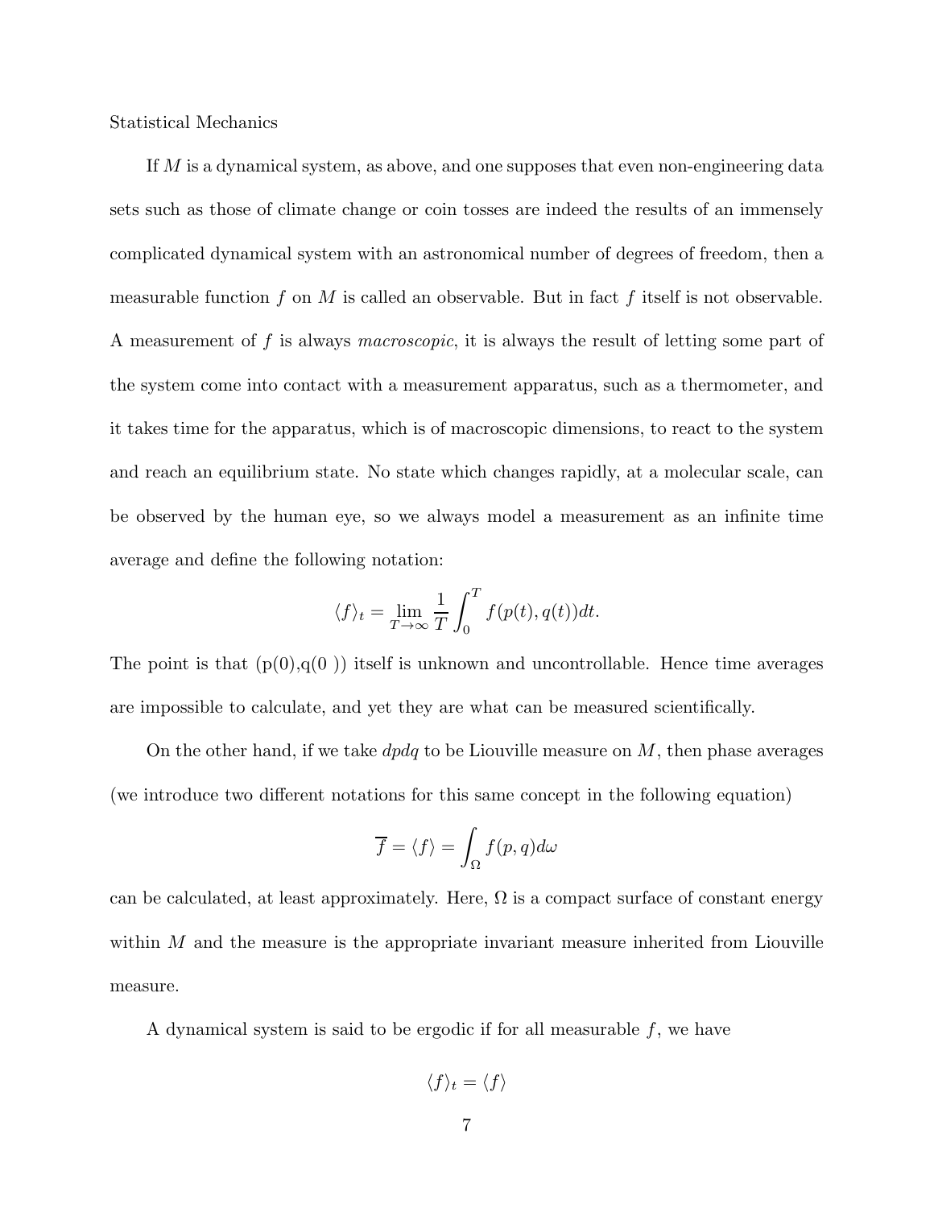Statistical Mechanics

If $M$ is a dynamical system, as above, and one supposes that even non-engineering data sets such as those of climate change or coin tosses are indeed the results of an immensely complicated dynamical system with an astronomical number of degrees of freedom, then a measurable function $f$ on $M$ is called an observable. But in fact $f$ itself is not observable. A measurement of $f$ is always *macroscopic*, it is always the result of letting some part of the system come into contact with a measurement apparatus, such as a thermometer, and it takes time for the apparatus, which is of macroscopic dimensions, to react to the system and reach an equilibrium state. No state which changes rapidly, at a molecular scale, can be observed by the human eye, so we always model a measurement as an infinite time average and define the following notation:

$$\langle f \rangle_t = \lim_{T \to \infty} \frac{1}{T} \int_0^T f(p(t), q(t)) dt.$$

The point is that (p(0),q(0 )) itself is unknown and uncontrollable. Hence time averages are impossible to calculate, and yet they are what can be measured scientifically.

On the other hand, if we take $dpdq$ to be Liouville measure on $M$, then phase averages (we introduce two different notations for this same concept in the following equation)

$$\overline{f} = \langle f \rangle = \int_{\Omega} f(p, q) d\omega$$

can be calculated, at least approximately. Here, $\Omega$ is a compact surface of constant energy within $M$ and the measure is the appropriate invariant measure inherited from Liouville measure.

A dynamical system is said to be ergodic if for all measurable $f$, we have

$$\langle f \rangle_t = \langle f \rangle$$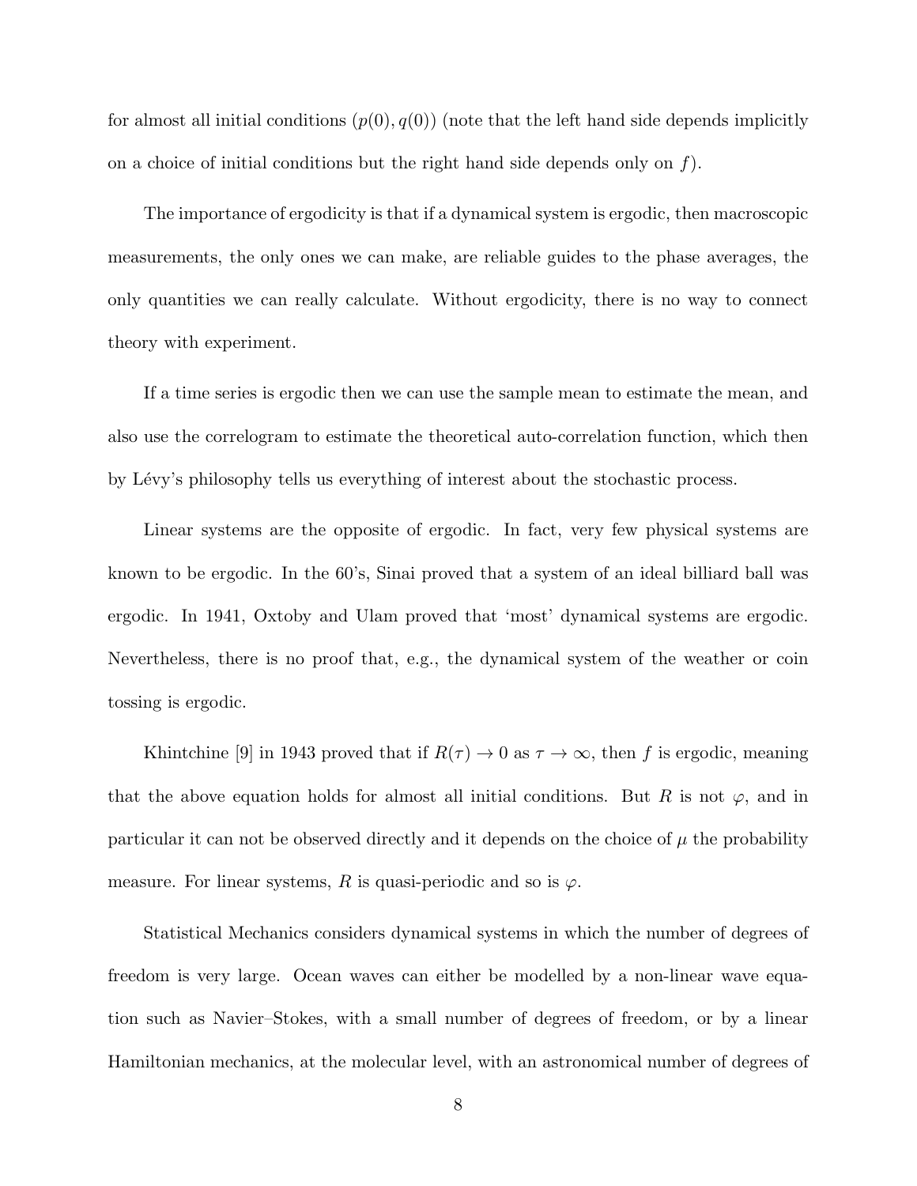for almost all initial conditions $(p(0), q(0))$ (note that the left hand side depends implicitly on a choice of initial conditions but the right hand side depends only on $f$).

The importance of ergodicity is that if a dynamical system is ergodic, then macroscopic measurements, the only ones we can make, are reliable guides to the phase averages, the only quantities we can really calculate. Without ergodicity, there is no way to connect theory with experiment.

If a time series is ergodic then we can use the sample mean to estimate the mean, and also use the correlogram to estimate the theoretical auto-correlation function, which then by Lévy's philosophy tells us everything of interest about the stochastic process.

Linear systems are the opposite of ergodic. In fact, very few physical systems are known to be ergodic. In the 60's, Sinai proved that a system of an ideal billiard ball was ergodic. In 1941, Oxtoby and Ulam proved that 'most' dynamical systems are ergodic. Nevertheless, there is no proof that, e.g., the dynamical system of the weather or coin tossing is ergodic.

Khintchine [9] in 1943 proved that if $R(\tau) \to 0$ as $\tau \to \infty$, then $f$ is ergodic, meaning that the above equation holds for almost all initial conditions. But $R$ is not $\varphi$, and in particular it can not be observed directly and it depends on the choice of $\mu$ the probability measure. For linear systems, $R$ is quasi-periodic and so is $\varphi$.

Statistical Mechanics considers dynamical systems in which the number of degrees of freedom is very large. Ocean waves can either be modelled by a non-linear wave equation such as Navier–Stokes, with a small number of degrees of freedom, or by a linear Hamiltonian mechanics, at the molecular level, with an astronomical number of degrees of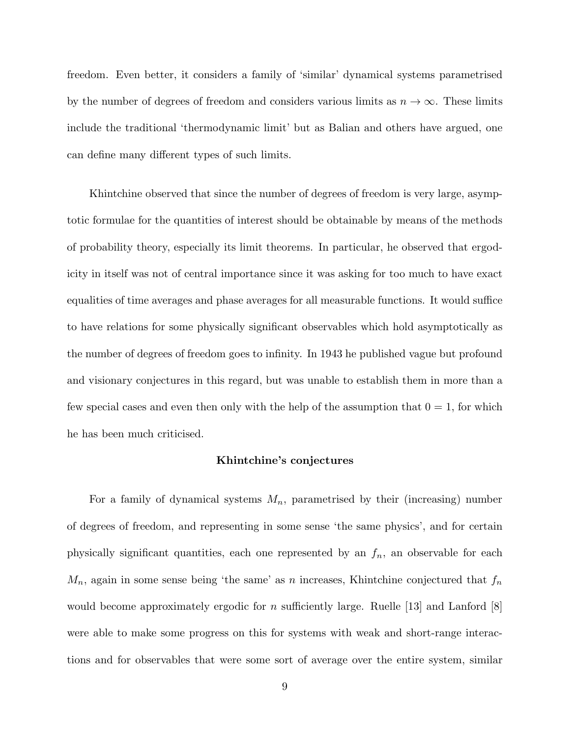freedom. Even better, it considers a family of 'similar' dynamical systems parametrised by the number of degrees of freedom and considers various limits as $n \to \infty$. These limits include the traditional 'thermodynamic limit' but as Balian and others have argued, one can define many different types of such limits.

Khintchine observed that since the number of degrees of freedom is very large, asymptotic formulae for the quantities of interest should be obtainable by means of the methods of probability theory, especially its limit theorems. In particular, he observed that ergodicity in itself was not of central importance since it was asking for too much to have exact equalities of time averages and phase averages for all measurable functions. It would suffice to have relations for some physically significant observables which hold asymptotically as the number of degrees of freedom goes to infinity. In 1943 he published vague but profound and visionary conjectures in this regard, but was unable to establish them in more than a few special cases and even then only with the help of the assumption that $0 = 1$, for which he has been much criticised.

### Khintchine's conjectures

For a family of dynamical systems $M_n$, parametrised by their (increasing) number of degrees of freedom, and representing in some sense 'the same physics', and for certain physically significant quantities, each one represented by an $f_n$, an observable for each $M_n$, again in some sense being 'the same' as $n$ increases, Khintchine conjectured that $f_n$ would become approximately ergodic for $n$ sufficiently large. Ruelle [13] and Lanford [8] were able to make some progress on this for systems with weak and short-range interactions and for observables that were some sort of average over the entire system, similar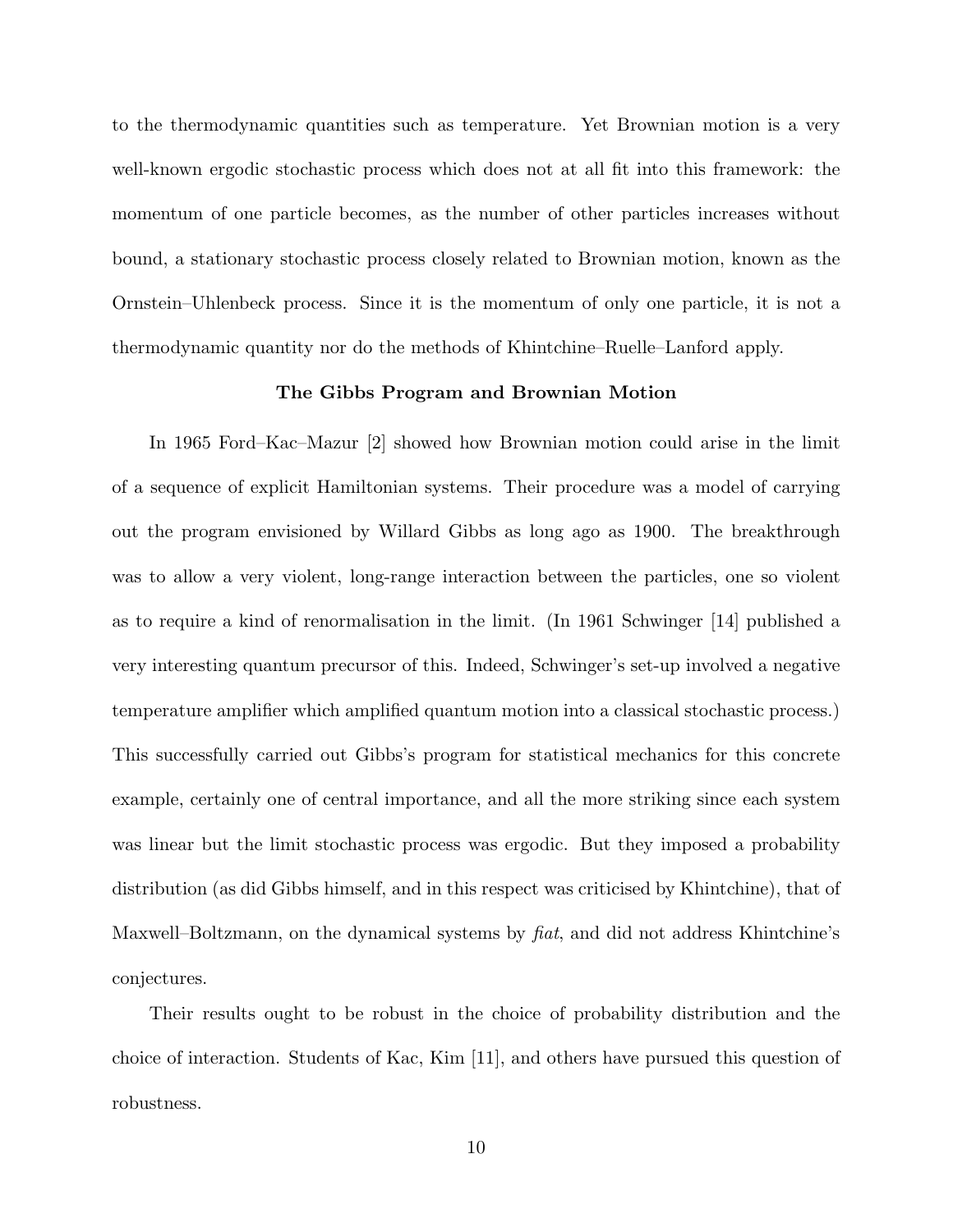to the thermodynamic quantities such as temperature. Yet Brownian motion is a very well-known ergodic stochastic process which does not at all fit into this framework: the momentum of one particle becomes, as the number of other particles increases without bound, a stationary stochastic process closely related to Brownian motion, known as the Ornstein–Uhlenbeck process. Since it is the momentum of only one particle, it is not a thermodynamic quantity nor do the methods of Khintchine–Ruelle–Lanford apply.

## The Gibbs Program and Brownian Motion

In 1965 Ford–Kac–Mazur [2] showed how Brownian motion could arise in the limit of a sequence of explicit Hamiltonian systems. Their procedure was a model of carrying out the program envisioned by Willard Gibbs as long ago as 1900. The breakthrough was to allow a very violent, long-range interaction between the particles, one so violent as to require a kind of renormalisation in the limit. (In 1961 Schwinger [14] published a very interesting quantum precursor of this. Indeed, Schwinger's set-up involved a negative temperature amplifier which amplified quantum motion into a classical stochastic process.) This successfully carried out Gibbs's program for statistical mechanics for this concrete example, certainly one of central importance, and all the more striking since each system was linear but the limit stochastic process was ergodic. But they imposed a probability distribution (as did Gibbs himself, and in this respect was criticised by Khintchine), that of Maxwell–Boltzmann, on the dynamical systems by *fiat*, and did not address Khintchine's conjectures.

Their results ought to be robust in the choice of probability distribution and the choice of interaction. Students of Kac, Kim [11], and others have pursued this question of robustness.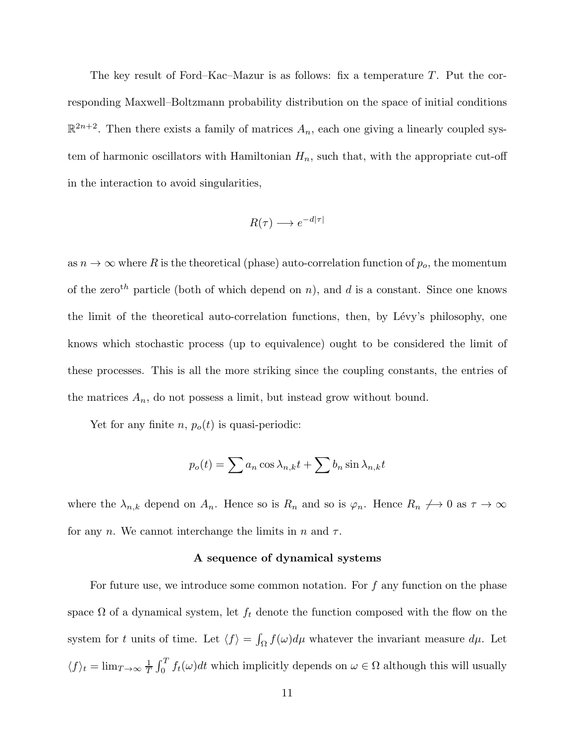The key result of Ford–Kac–Mazur is as follows: fix a temperature $T$. Put the corresponding Maxwell–Boltzmann probability distribution on the space of initial conditions $\mathbb{R}^{2n+2}$. Then there exists a family of matrices $A_n$, each one giving a linearly coupled system of harmonic oscillators with Hamiltonian $H_n$, such that, with the appropriate cut-off in the interaction to avoid singularities,

$$R(\tau) \longrightarrow e^{-d|\tau|}$$

as $n \to \infty$ where $R$ is the theoretical (phase) auto-correlation function of $p_o$, the momentum of the zero$^{th}$ particle (both of which depend on $n$), and $d$ is a constant. Since one knows the limit of the theoretical auto-correlation functions, then, by Lévy's philosophy, one knows which stochastic process (up to equivalence) ought to be considered the limit of these processes. This is all the more striking since the coupling constants, the entries of the matrices $A_n$, do not possess a limit, but instead grow without bound.

Yet for any finite $n$, $p_o(t)$ is quasi-periodic:

$$p_o(t) = \sum a_n \cos \lambda_{n,k} t + \sum b_n \sin \lambda_{n,k} t$$

where the $\lambda_{n,k}$ depend on $A_n$. Hence so is $R_n$ and so is $\varphi_n$. Hence $R_n \not\longrightarrow 0$ as $\tau \to \infty$ for any $n$. We cannot interchange the limits in $n$ and $\tau$.

### A sequence of dynamical systems

For future use, we introduce some common notation. For $f$ any function on the phase space $\Omega$ of a dynamical system, let $f_t$ denote the function composed with the flow on the system for $t$ units of time. Let $\langle f \rangle = \int_\Omega f(\omega) d\mu$ whatever the invariant measure $d\mu$. Let $\langle f \rangle_t = \lim_{T\to\infty} \frac{1}{T} \int_0^T f_t(\omega) dt$ which implicitly depends on $\omega \in \Omega$ although this will usually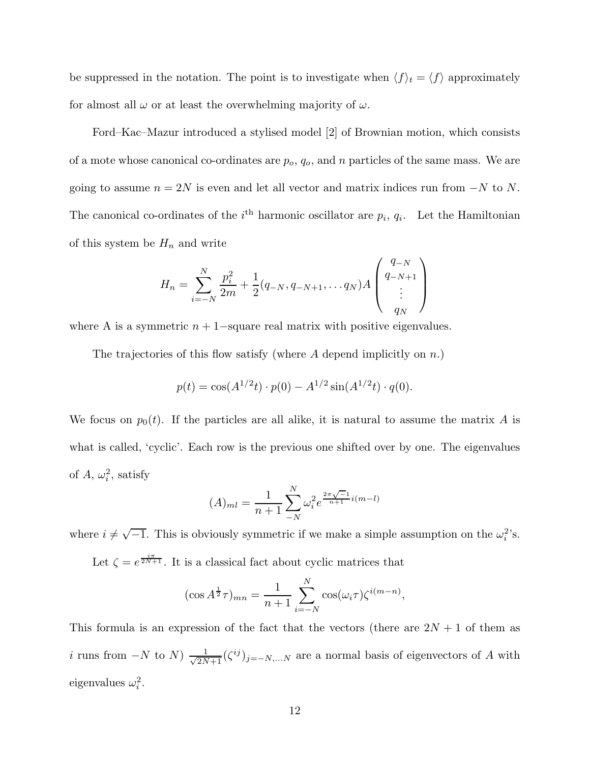be suppressed in the notation. The point is to investigate when $\langle f \rangle_t = \langle f \rangle$ approximately for almost all $\omega$ or at least the overwhelming majority of $\omega$.

Ford–Kac–Mazur introduced a stylised model [2] of Brownian motion, which consists of a mote whose canonical co-ordinates are $p_o$, $q_o$, and $n$ particles of the same mass. We are going to assume $n = 2N$ is even and let all vector and matrix indices run from $-N$ to $N$. The canonical co-ordinates of the $i^{\text{th}}$ harmonic oscillator are $p_i$, $q_i$. Let the Hamiltonian of this system be $H_n$ and write

$$H_n = \sum_{i=-N}^{N} \frac{p_i^2}{2m} + \frac{1}{2}(q_{-N}, q_{-N+1}, \ldots q_N) A \begin{pmatrix} q_{-N} \\ q_{-N+1} \\ \vdots \\ q_N \end{pmatrix}$$

where A is a symmetric $n+1-$square real matrix with positive eigenvalues.

The trajectories of this flow satisfy (where $A$ depend implicitly on $n$.)

$$p(t) = \cos(A^{1/2}t) \cdot p(0) - A^{1/2} \sin(A^{1/2}t) \cdot q(0).$$

We focus on $p_0(t)$. If the particles are all alike, it is natural to assume the matrix $A$ is what is called, 'cyclic'. Each row is the previous one shifted over by one. The eigenvalues of $A$, $\omega_i^2$, satisfy

$$(A)_{ml} = \frac{1}{n+1} \sum_{-N}^{N} \omega_i^2 e^{\frac{2\pi\sqrt{-1}}{n+1} i(m-l)}$$

where $i \neq \sqrt{-1}$. This is obviously symmetric if we make a simple assumption on the $\omega_i^2$'s.

Let $\zeta = e^{\frac{i\pi}{2N+1}}$. It is a classical fact about cyclic matrices that

$$(\cos A^{\frac{1}{2}}\tau)_{mn} = \frac{1}{n+1} \sum_{i=-N}^{N} \cos(\omega_i \tau) \zeta^{i(m-n)},$$

This formula is an expression of the fact that the vectors (there are $2N+1$ of them as $i$ runs from $-N$ to $N$) $\frac{1}{\sqrt{2N+1}}(\zeta^{ij})_{j=-N,\ldots N}$ are a normal basis of eigenvectors of $A$ with eigenvalues $\omega_i^2$.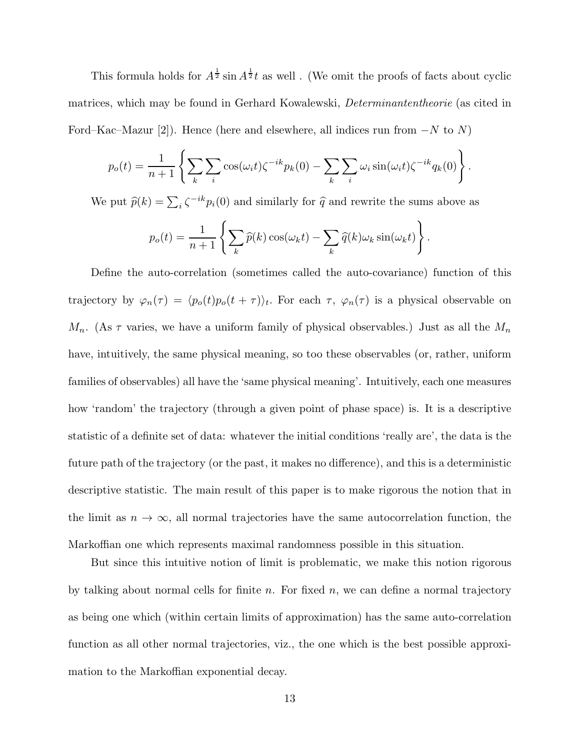This formula holds for $A^{\frac{1}{2}} \sin A^{\frac{1}{2}} t$ as well . (We omit the proofs of facts about cyclic matrices, which may be found in Gerhard Kowalewski, *Determinantentheorie* (as cited in Ford–Kac–Mazur [2]). Hence (here and elsewhere, all indices run from $-N$ to $N$)

$$p_o(t) = \frac{1}{n+1} \left\{ \sum_k \sum_i \cos(\omega_i t) \zeta^{-ik} p_k(0) - \sum_k \sum_i \omega_i \sin(\omega_i t) \zeta^{-ik} q_k(0) \right\}.$$

We put $\widehat{p}(k) = \sum_i \zeta^{-ik} p_i(0)$ and similarly for $\widehat{q}$ and rewrite the sums above as

$$p_o(t) = \frac{1}{n+1} \left\{ \sum_k \widehat{p}(k) \cos(\omega_k t) - \sum_k \widehat{q}(k) \omega_k \sin(\omega_k t) \right\}.$$

Define the auto-correlation (sometimes called the auto-covariance) function of this trajectory by $\varphi_n(\tau) = \langle p_o(t) p_o(t+\tau) \rangle_t$. For each $\tau$, $\varphi_n(\tau)$ is a physical observable on $M_n$. (As $\tau$ varies, we have a uniform family of physical observables.) Just as all the $M_n$ have, intuitively, the same physical meaning, so too these observables (or, rather, uniform families of observables) all have the 'same physical meaning'. Intuitively, each one measures how 'random' the trajectory (through a given point of phase space) is. It is a descriptive statistic of a definite set of data: whatever the initial conditions 'really are', the data is the future path of the trajectory (or the past, it makes no difference), and this is a deterministic descriptive statistic. The main result of this paper is to make rigorous the notion that in the limit as $n \to \infty$, all normal trajectories have the same autocorrelation function, the Markoffian one which represents maximal randomness possible in this situation.

But since this intuitive notion of limit is problematic, we make this notion rigorous by talking about normal cells for finite $n$. For fixed $n$, we can define a normal trajectory as being one which (within certain limits of approximation) has the same auto-correlation function as all other normal trajectories, viz., the one which is the best possible approximation to the Markoffian exponential decay.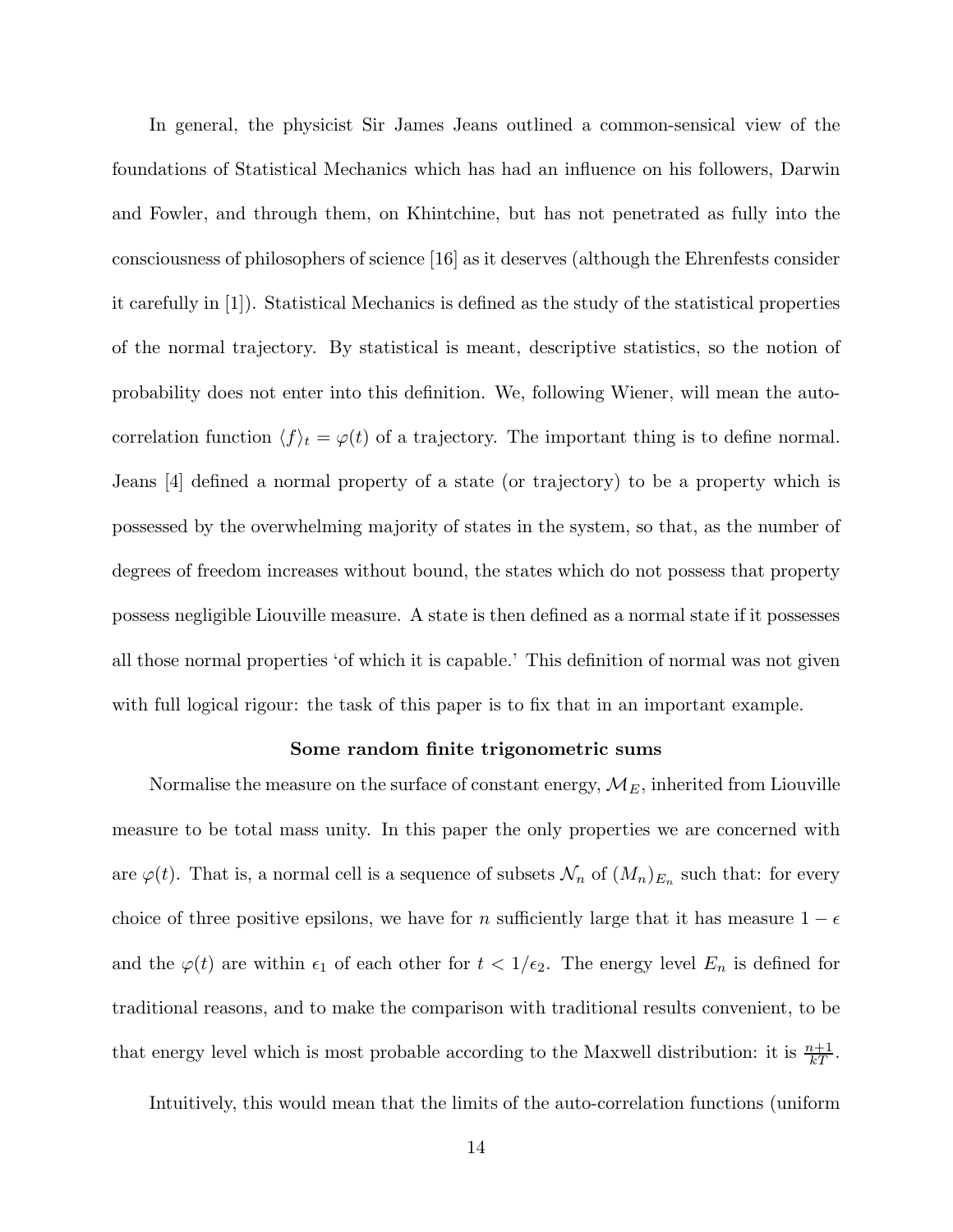In general, the physicist Sir James Jeans outlined a common-sensical view of the foundations of Statistical Mechanics which has had an influence on his followers, Darwin and Fowler, and through them, on Khintchine, but has not penetrated as fully into the consciousness of philosophers of science [16] as it deserves (although the Ehrenfests consider it carefully in [1]). Statistical Mechanics is defined as the study of the statistical properties of the normal trajectory. By statistical is meant, descriptive statistics, so the notion of probability does not enter into this definition. We, following Wiener, will mean the auto-correlation function $\langle f \rangle_t = \varphi(t)$ of a trajectory. The important thing is to define normal. Jeans [4] defined a normal property of a state (or trajectory) to be a property which is possessed by the overwhelming majority of states in the system, so that, as the number of degrees of freedom increases without bound, the states which do not possess that property possess negligible Liouville measure. A state is then defined as a normal state if it possesses all those normal properties 'of which it is capable.' This definition of normal was not given with full logical rigour: the task of this paper is to fix that in an important example.

### Some random finite trigonometric sums

Normalise the measure on the surface of constant energy, $\mathcal{M}_E$, inherited from Liouville measure to be total mass unity. In this paper the only properties we are concerned with are $\varphi(t)$. That is, a normal cell is a sequence of subsets $\mathcal{N}_n$ of $(M_n)_{E_n}$ such that: for every choice of three positive epsilons, we have for $n$ sufficiently large that it has measure $1 - \epsilon$ and the $\varphi(t)$ are within $\epsilon_1$ of each other for $t < 1/\epsilon_2$. The energy level $E_n$ is defined for traditional reasons, and to make the comparison with traditional results convenient, to be that energy level which is most probable according to the Maxwell distribution: it is $\frac{n+1}{kT}$.

Intuitively, this would mean that the limits of the auto-correlation functions (uniform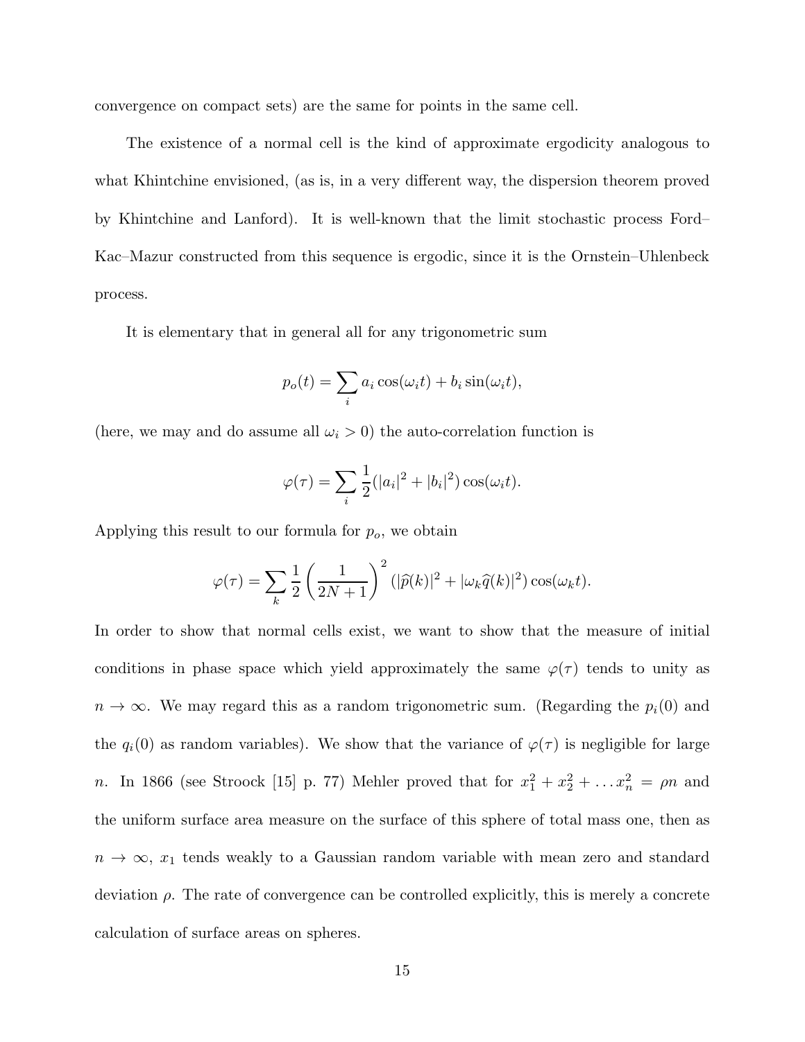convergence on compact sets) are the same for points in the same cell.

The existence of a normal cell is the kind of approximate ergodicity analogous to what Khintchine envisioned, (as is, in a very different way, the dispersion theorem proved by Khintchine and Lanford). It is well-known that the limit stochastic process Ford–Kac–Mazur constructed from this sequence is ergodic, since it is the Ornstein–Uhlenbeck process.

It is elementary that in general all for any trigonometric sum

$$p_o(t) = \sum_i a_i \cos(\omega_i t) + b_i \sin(\omega_i t),$$

(here, we may and do assume all $\omega_i > 0$) the auto-correlation function is

$$\varphi(\tau) = \sum_i \frac{1}{2}(|a_i|^2 + |b_i|^2)\cos(\omega_i t).$$

Applying this result to our formula for $p_o$, we obtain

$$\varphi(\tau) = \sum_k \frac{1}{2}\left(\frac{1}{2N+1}\right)^2 (|\widehat{p}(k)|^2 + |\omega_k \widehat{q}(k)|^2)\cos(\omega_k t).$$

In order to show that normal cells exist, we want to show that the measure of initial conditions in phase space which yield approximately the same $\varphi(\tau)$ tends to unity as $n \to \infty$. We may regard this as a random trigonometric sum. (Regarding the $p_i(0)$ and the $q_i(0)$ as random variables). We show that the variance of $\varphi(\tau)$ is negligible for large $n$. In 1866 (see Stroock [15] p. 77) Mehler proved that for $x_1^2 + x_2^2 + \ldots x_n^2 = \rho n$ and the uniform surface area measure on the surface of this sphere of total mass one, then as $n \to \infty$, $x_1$ tends weakly to a Gaussian random variable with mean zero and standard deviation $\rho$. The rate of convergence can be controlled explicitly, this is merely a concrete calculation of surface areas on spheres.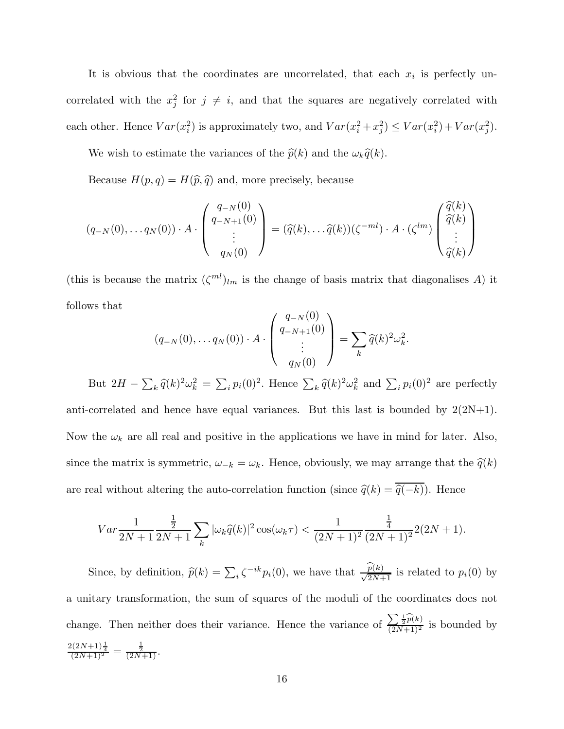It is obvious that the coordinates are uncorrelated, that each $x_i$ is perfectly uncorrelated with the $x_j^2$ for $j \neq i$, and that the squares are negatively correlated with each other. Hence $Var(x_i^2)$ is approximately two, and $Var(x_i^2 + x_j^2) \leq Var(x_i^2) + Var(x_j^2)$.

We wish to estimate the variances of the $\widehat{p}(k)$ and the $\omega_k \widehat{q}(k)$.

Because $H(p,q) = H(\widehat{p}, \widehat{q})$ and, more precisely, because

$$(q_{-N}(0), \dots q_N(0)) \cdot A \cdot \begin{pmatrix} q_{-N}(0) \\ q_{-N+1}(0) \\ \vdots \\ q_N(0) \end{pmatrix} = (\widehat{q}(k), \dots \widehat{q}(k))(\zeta^{-ml}) \cdot A \cdot (\zeta^{lm}) \begin{pmatrix} \widehat{q}(k) \\ \widehat{q}(k) \\ \vdots \\ \widehat{q}(k) \end{pmatrix}$$

(this is because the matrix $(\zeta^{ml})_{lm}$ is the change of basis matrix that diagonalises $A$) it follows that

$$(q_{-N}(0), \dots q_N(0)) \cdot A \cdot \begin{pmatrix} q_{-N}(0) \\ q_{-N+1}(0) \\ \vdots \\ q_N(0) \end{pmatrix} = \sum_k \widehat{q}(k)^2 \omega_k^2.$$

But $2H - \sum_k \widehat{q}(k)^2 \omega_k^2 = \sum_i p_i(0)^2$. Hence $\sum_k \widehat{q}(k)^2 \omega_k^2$ and $\sum_i p_i(0)^2$ are perfectly anti-correlated and hence have equal variances. But this last is bounded by 2(2N+1). Now the $\omega_k$ are all real and positive in the applications we have in mind for later. Also, since the matrix is symmetric, $\omega_{-k} = \omega_k$. Hence, obviously, we may arrange that the $\widehat{q}(k)$ are real without altering the auto-correlation function (since $\widehat{q}(k) = \overline{\widehat{q}(-k)}$). Hence

$$Var \frac{1}{2N+1} \frac{\frac{1}{2}}{2N+1} \sum_k |\omega_k \widehat{q}(k)|^2 \cos(\omega_k \tau) < \frac{1}{(2N+1)^2} \frac{\frac{1}{4}}{(2N+1)^2} 2(2N+1).$$

Since, by definition, $\widehat{p}(k) = \sum_i \zeta^{-ik} p_i(0)$, we have that $\frac{\widehat{p}(k)}{\sqrt{2N+1}}$ is related to $p_i(0)$ by a unitary transformation, the sum of squares of the moduli of the coordinates does not change. Then neither does their variance. Hence the variance of $\frac{\sum \frac{1}{2} \widehat{p}(k)}{(2N+1)^2}$ is bounded by $\frac{2(2N+1)\frac{1}{4}}{(2N+1)^2} = \frac{\frac{1}{2}}{(2N+1)}$.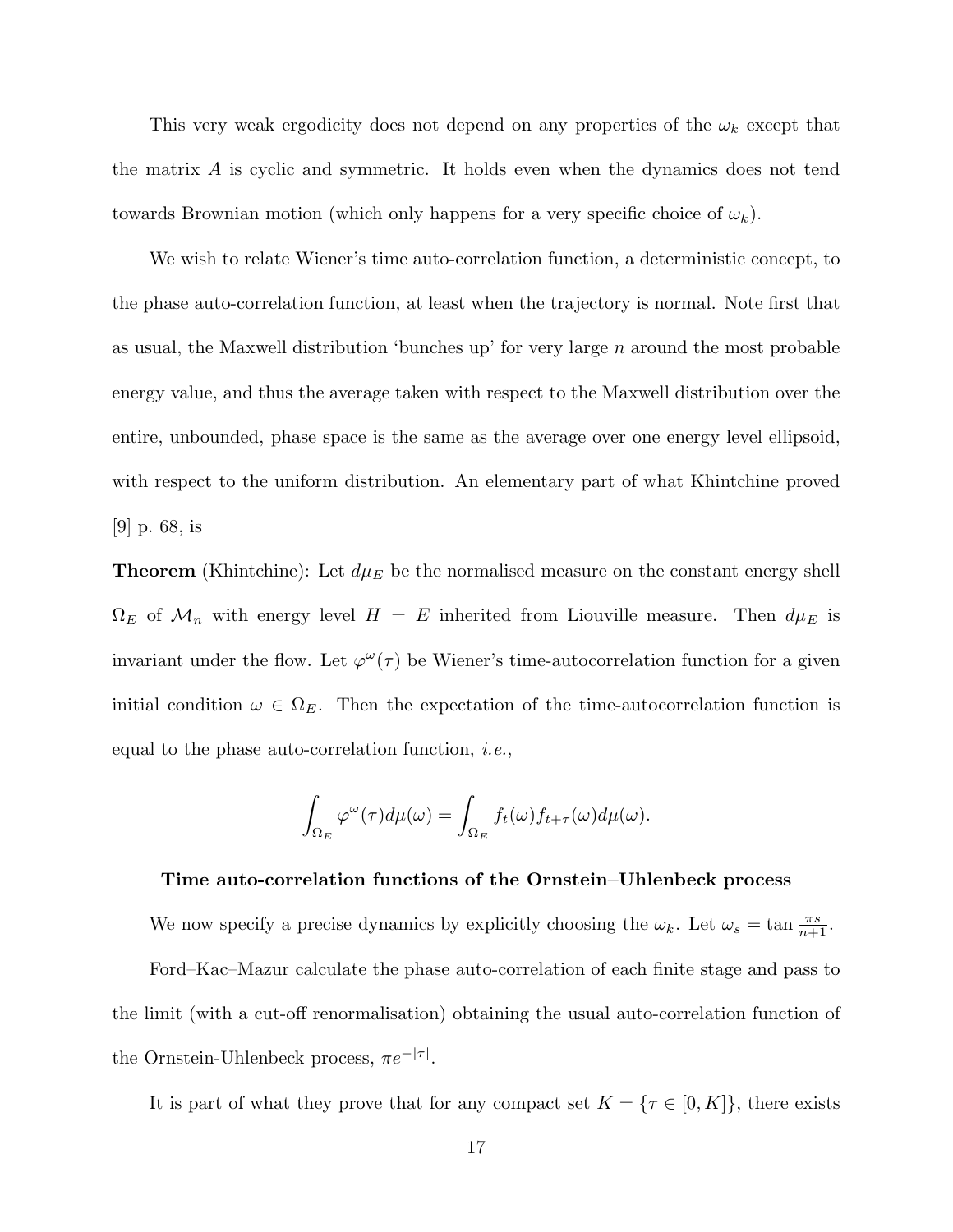This very weak ergodicity does not depend on any properties of the $\omega_k$ except that the matrix $A$ is cyclic and symmetric. It holds even when the dynamics does not tend towards Brownian motion (which only happens for a very specific choice of $\omega_k$).

We wish to relate Wiener's time auto-correlation function, a deterministic concept, to the phase auto-correlation function, at least when the trajectory is normal. Note first that as usual, the Maxwell distribution 'bunches up' for very large $n$ around the most probable energy value, and thus the average taken with respect to the Maxwell distribution over the entire, unbounded, phase space is the same as the average over one energy level ellipsoid, with respect to the uniform distribution. An elementary part of what Khintchine proved [9] p. 68, is

**Theorem** (Khintchine): Let $d\mu_E$ be the normalised measure on the constant energy shell $\Omega_E$ of $\mathcal{M}_n$ with energy level $H = E$ inherited from Liouville measure. Then $d\mu_E$ is invariant under the flow. Let $\varphi^\omega(\tau)$ be Wiener's time-autocorrelation function for a given initial condition $\omega \in \Omega_E$. Then the expectation of the time-autocorrelation function is equal to the phase auto-correlation function, *i.e.*,

$$\int_{\Omega_E} \varphi^\omega(\tau) d\mu(\omega) = \int_{\Omega_E} f_t(\omega) f_{t+\tau}(\omega) d\mu(\omega).$$

### Time auto-correlation functions of the Ornstein–Uhlenbeck process

We now specify a precise dynamics by explicitly choosing the $\omega_k$. Let $\omega_s = \tan \frac{\pi s}{n+1}$.

Ford–Kac–Mazur calculate the phase auto-correlation of each finite stage and pass to the limit (with a cut-off renormalisation) obtaining the usual auto-correlation function of the Ornstein-Uhlenbeck process, $\pi e^{-|\tau|}$.

It is part of what they prove that for any compact set $K = \{\tau \in [0, K]\}$, there exists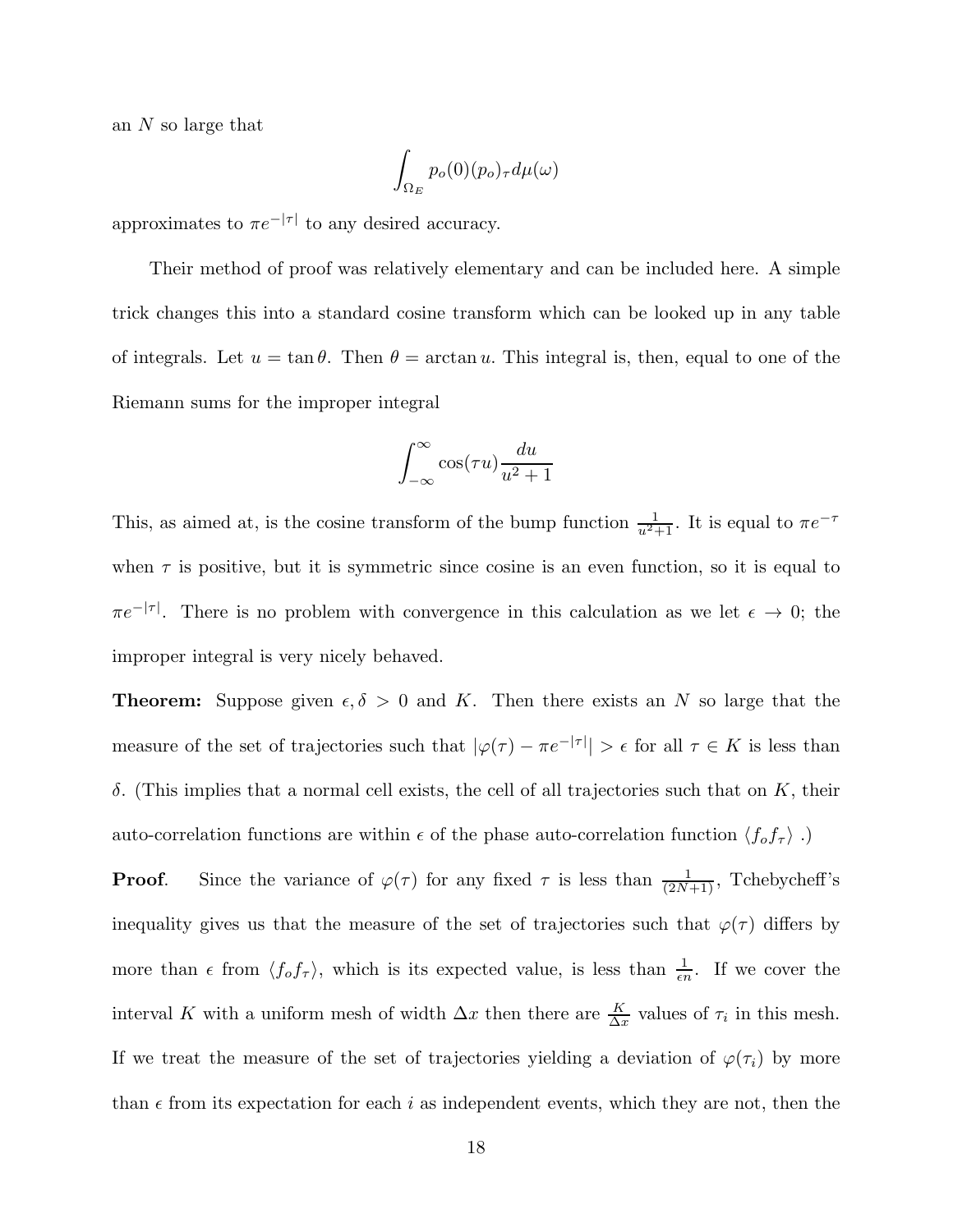an $N$ so large that

$$\int_{\Omega_E} p_o(0)(p_o)_\tau d\mu(\omega)$$

approximates to $\pi e^{-|\tau|}$ to any desired accuracy.

Their method of proof was relatively elementary and can be included here. A simple trick changes this into a standard cosine transform which can be looked up in any table of integrals. Let $u = \tan\theta$. Then $\theta = \arctan u$. This integral is, then, equal to one of the Riemann sums for the improper integral

$$\int_{-\infty}^{\infty} \cos(\tau u) \frac{du}{u^2 + 1}$$

This, as aimed at, is the cosine transform of the bump function $\frac{1}{u^2+1}$. It is equal to $\pi e^{-\tau}$ when $\tau$ is positive, but it is symmetric since cosine is an even function, so it is equal to $\pi e^{-|\tau|}$. There is no problem with convergence in this calculation as we let $\epsilon \to 0$; the improper integral is very nicely behaved.

**Theorem:** Suppose given $\epsilon, \delta > 0$ and $K$. Then there exists an $N$ so large that the measure of the set of trajectories such that $|\varphi(\tau) - \pi e^{-|\tau|}| > \epsilon$ for all $\tau \in K$ is less than $\delta$. (This implies that a normal cell exists, the cell of all trajectories such that on $K$, their auto-correlation functions are within $\epsilon$ of the phase auto-correlation function $\langle f_o f_\tau \rangle$ .)

**Proof**. Since the variance of $\varphi(\tau)$ for any fixed $\tau$ is less than $\frac{1}{(2N+1)}$, Tchebycheff's inequality gives us that the measure of the set of trajectories such that $\varphi(\tau)$ differs by more than $\epsilon$ from $\langle f_o f_\tau \rangle$, which is its expected value, is less than $\frac{1}{\epsilon n}$. If we cover the interval $K$ with a uniform mesh of width $\Delta x$ then there are $\frac{K}{\Delta x}$ values of $\tau_i$ in this mesh. If we treat the measure of the set of trajectories yielding a deviation of $\varphi(\tau_i)$ by more than $\epsilon$ from its expectation for each $i$ as independent events, which they are not, then the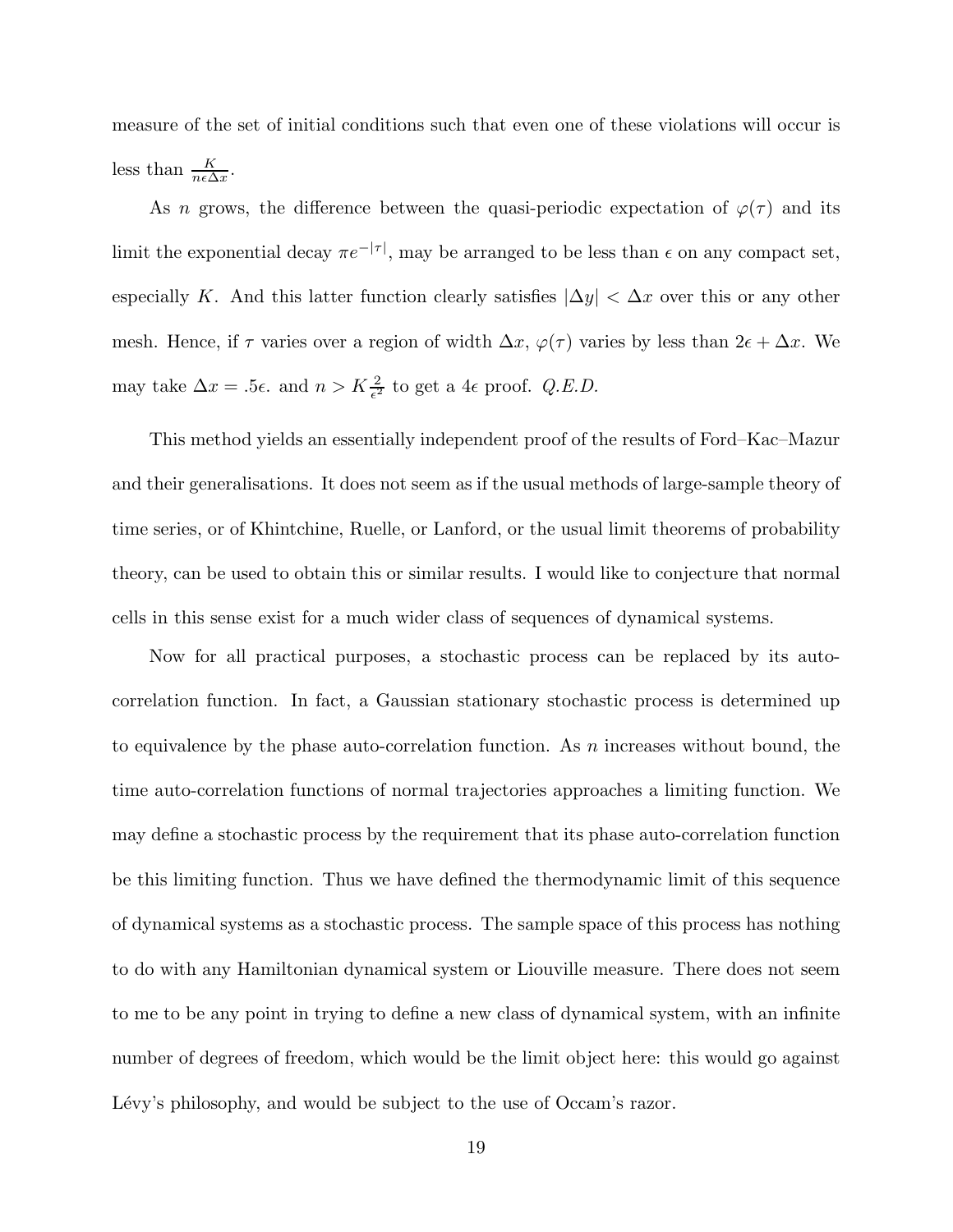measure of the set of initial conditions such that even one of these violations will occur is less than $\frac{K}{n\epsilon\Delta x}$.

As $n$ grows, the difference between the quasi-periodic expectation of $\varphi(\tau)$ and its limit the exponential decay $\pi e^{-|\tau|}$, may be arranged to be less than $\epsilon$ on any compact set, especially $K$. And this latter function clearly satisfies $|\Delta y| < \Delta x$ over this or any other mesh. Hence, if $\tau$ varies over a region of width $\Delta x$, $\varphi(\tau)$ varies by less than $2\epsilon + \Delta x$. We may take $\Delta x = .5\epsilon$. and $n > K\frac{2}{\epsilon^2}$ to get a $4\epsilon$ proof. *Q.E.D.*

This method yields an essentially independent proof of the results of Ford–Kac–Mazur and their generalisations. It does not seem as if the usual methods of large-sample theory of time series, or of Khintchine, Ruelle, or Lanford, or the usual limit theorems of probability theory, can be used to obtain this or similar results. I would like to conjecture that normal cells in this sense exist for a much wider class of sequences of dynamical systems.

Now for all practical purposes, a stochastic process can be replaced by its auto-correlation function. In fact, a Gaussian stationary stochastic process is determined up to equivalence by the phase auto-correlation function. As $n$ increases without bound, the time auto-correlation functions of normal trajectories approaches a limiting function. We may define a stochastic process by the requirement that its phase auto-correlation function be this limiting function. Thus we have defined the thermodynamic limit of this sequence of dynamical systems as a stochastic process. The sample space of this process has nothing to do with any Hamiltonian dynamical system or Liouville measure. There does not seem to me to be any point in trying to define a new class of dynamical system, with an infinite number of degrees of freedom, which would be the limit object here: this would go against Lévy's philosophy, and would be subject to the use of Occam's razor.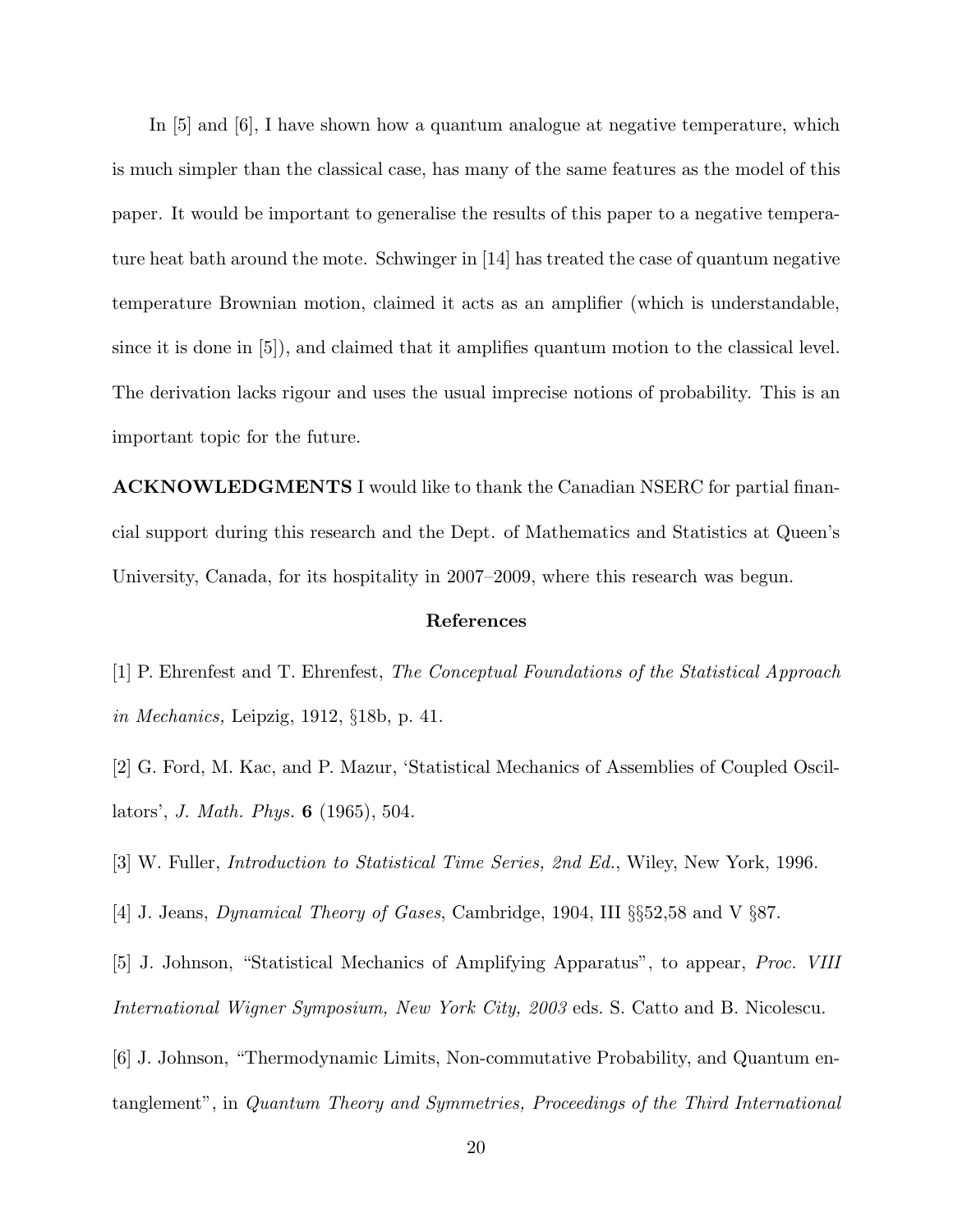In [5] and [6], I have shown how a quantum analogue at negative temperature, which is much simpler than the classical case, has many of the same features as the model of this paper. It would be important to generalise the results of this paper to a negative temperature heat bath around the mote. Schwinger in [14] has treated the case of quantum negative temperature Brownian motion, claimed it acts as an amplifier (which is understandable, since it is done in [5]), and claimed that it amplifies quantum motion to the classical level. The derivation lacks rigour and uses the usual imprecise notions of probability. This is an important topic for the future.

**ACKNOWLEDGMENTS** I would like to thank the Canadian NSERC for partial financial support during this research and the Dept. of Mathematics and Statistics at Queen's University, Canada, for its hospitality in 2007–2009, where this research was begun.

## References

[1] P. Ehrenfest and T. Ehrenfest, *The Conceptual Foundations of the Statistical Approach in Mechanics,* Leipzig, 1912, §18b, p. 41.

[2] G. Ford, M. Kac, and P. Mazur, 'Statistical Mechanics of Assemblies of Coupled Oscillators', *J. Math. Phys.* **6** (1965), 504.

[3] W. Fuller, *Introduction to Statistical Time Series, 2nd Ed.*, Wiley, New York, 1996.

[4] J. Jeans, *Dynamical Theory of Gases*, Cambridge, 1904, III §§52,58 and V §87.

[5] J. Johnson, "Statistical Mechanics of Amplifying Apparatus", to appear, *Proc. VIII International Wigner Symposium, New York City, 2003* eds. S. Catto and B. Nicolescu.

[6] J. Johnson, "Thermodynamic Limits, Non-commutative Probability, and Quantum entanglement", in *Quantum Theory and Symmetries, Proceedings of the Third International*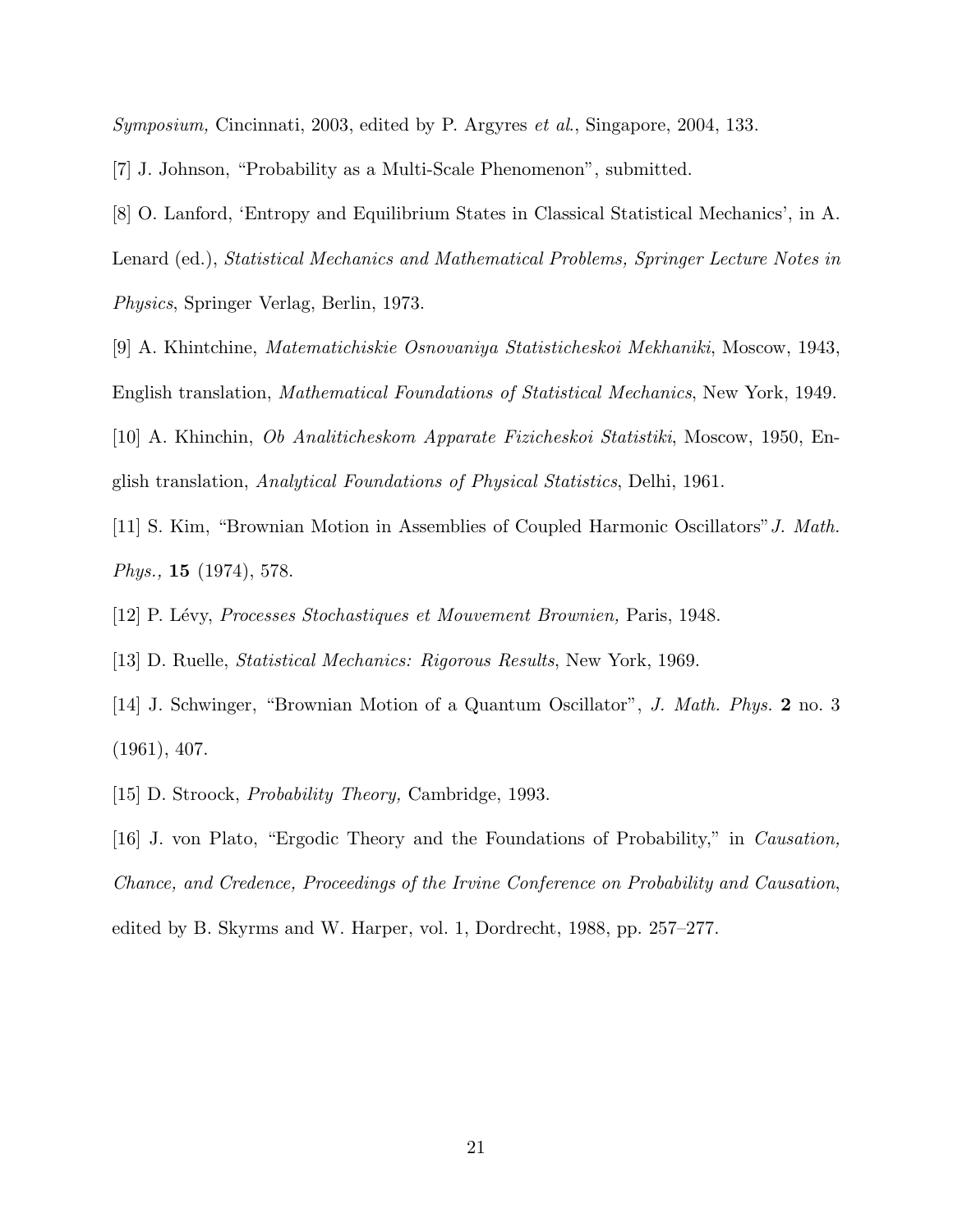*Symposium,* Cincinnati, 2003, edited by P. Argyres *et al.*, Singapore, 2004, 133.

[7] J. Johnson, "Probability as a Multi-Scale Phenomenon", submitted.

[8] O. Lanford, 'Entropy and Equilibrium States in Classical Statistical Mechanics', in A. Lenard (ed.), *Statistical Mechanics and Mathematical Problems, Springer Lecture Notes in Physics*, Springer Verlag, Berlin, 1973.

[9] A. Khintchine, *Matematichiskie Osnovaniya Statisticheskoi Mekhaniki*, Moscow, 1943, English translation, *Mathematical Foundations of Statistical Mechanics*, New York, 1949.

[10] A. Khinchin, *Ob Analiticheskom Apparate Fizicheskoi Statistiki*, Moscow, 1950, English translation, *Analytical Foundations of Physical Statistics*, Delhi, 1961.

[11] S. Kim, "Brownian Motion in Assemblies of Coupled Harmonic Oscillators" *J. Math. Phys.,* **15** (1974), 578.

[12] P. Lévy, *Processes Stochastiques et Mouvement Brownien,* Paris, 1948.

[13] D. Ruelle, *Statistical Mechanics: Rigorous Results*, New York, 1969.

[14] J. Schwinger, "Brownian Motion of a Quantum Oscillator", *J. Math. Phys.* **2** no. 3 (1961), 407.

[15] D. Stroock, *Probability Theory,* Cambridge, 1993.

[16] J. von Plato, "Ergodic Theory and the Foundations of Probability," in *Causation, Chance, and Credence, Proceedings of the Irvine Conference on Probability and Causation*, edited by B. Skyrms and W. Harper, vol. 1, Dordrecht, 1988, pp. 257–277.